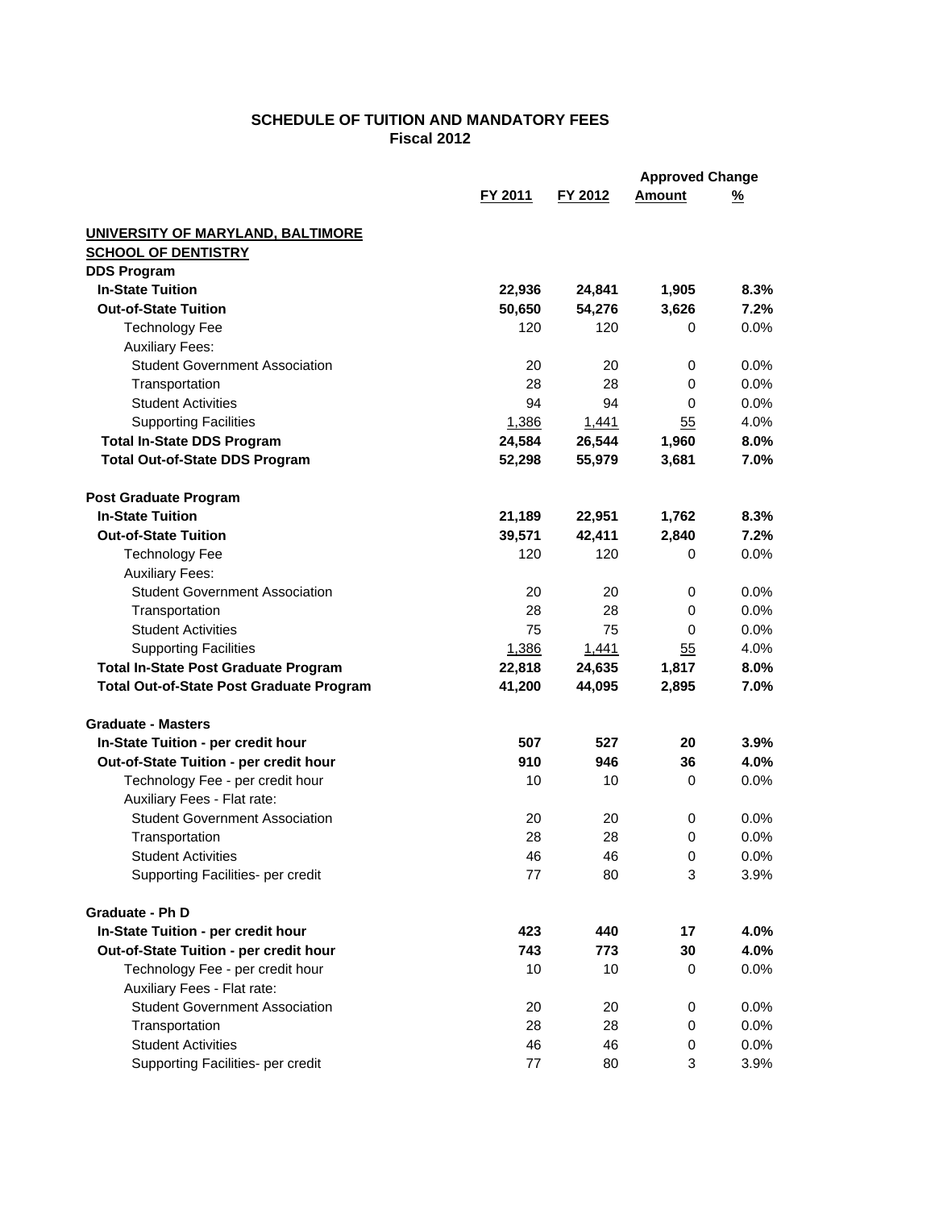# SCHEDULE OF TUITION AND MANDATORY FEES
## Fiscal 2012

| | FY 2011 | FY 2012 | Approved Change Amount | Approved Change % |
|---|---|---|---|---|
| **UNIVERSITY OF MARYLAND, BALTIMORE** | | | | |
| **SCHOOL OF DENTISTRY** | | | | |
| **DDS Program** | | | | |
| **In-State Tuition** | **22,936** | **24,841** | **1,905** | **8.3%** |
| **Out-of-State Tuition** | **50,650** | **54,276** | **3,626** | **7.2%** |
| Technology Fee | 120 | 120 | 0 | 0.0% |
| Auxiliary Fees: | | | | |
| Student Government Association | 20 | 20 | 0 | 0.0% |
| Transportation | 28 | 28 | 0 | 0.0% |
| Student Activities | 94 | 94 | 0 | 0.0% |
| Supporting Facilities | 1,386 | 1,441 | 55 | 4.0% |
| **Total In-State DDS Program** | **24,584** | **26,544** | **1,960** | **8.0%** |
| **Total Out-of-State DDS Program** | **52,298** | **55,979** | **3,681** | **7.0%** |
| | | | | |
| **Post Graduate Program** | | | | |
| **In-State Tuition** | **21,189** | **22,951** | **1,762** | **8.3%** |
| **Out-of-State Tuition** | **39,571** | **42,411** | **2,840** | **7.2%** |
| Technology Fee | 120 | 120 | 0 | 0.0% |
| Auxiliary Fees: | | | | |
| Student Government Association | 20 | 20 | 0 | 0.0% |
| Transportation | 28 | 28 | 0 | 0.0% |
| Student Activities | 75 | 75 | 0 | 0.0% |
| Supporting Facilities | 1,386 | 1,441 | 55 | 4.0% |
| **Total In-State Post Graduate Program** | **22,818** | **24,635** | **1,817** | **8.0%** |
| **Total Out-of-State Post Graduate Program** | **41,200** | **44,095** | **2,895** | **7.0%** |
| | | | | |
| **Graduate - Masters** | | | | |
| **In-State Tuition - per credit hour** | **507** | **527** | **20** | **3.9%** |
| **Out-of-State Tuition - per credit hour** | **910** | **946** | **36** | **4.0%** |
| Technology Fee - per credit hour | 10 | 10 | 0 | 0.0% |
| Auxiliary Fees - Flat rate: | | | | |
| Student Government Association | 20 | 20 | 0 | 0.0% |
| Transportation | 28 | 28 | 0 | 0.0% |
| Student Activities | 46 | 46 | 0 | 0.0% |
| Supporting Facilities- per credit | 77 | 80 | 3 | 3.9% |
| | | | | |
| **Graduate - Ph D** | | | | |
| **In-State Tuition - per credit hour** | **423** | **440** | **17** | **4.0%** |
| **Out-of-State Tuition - per credit hour** | **743** | **773** | **30** | **4.0%** |
| Technology Fee - per credit hour | 10 | 10 | 0 | 0.0% |
| Auxiliary Fees - Flat rate: | | | | |
| Student Government Association | 20 | 20 | 0 | 0.0% |
| Transportation | 28 | 28 | 0 | 0.0% |
| Student Activities | 46 | 46 | 0 | 0.0% |
| Supporting Facilities- per credit | 77 | 80 | 3 | 3.9% |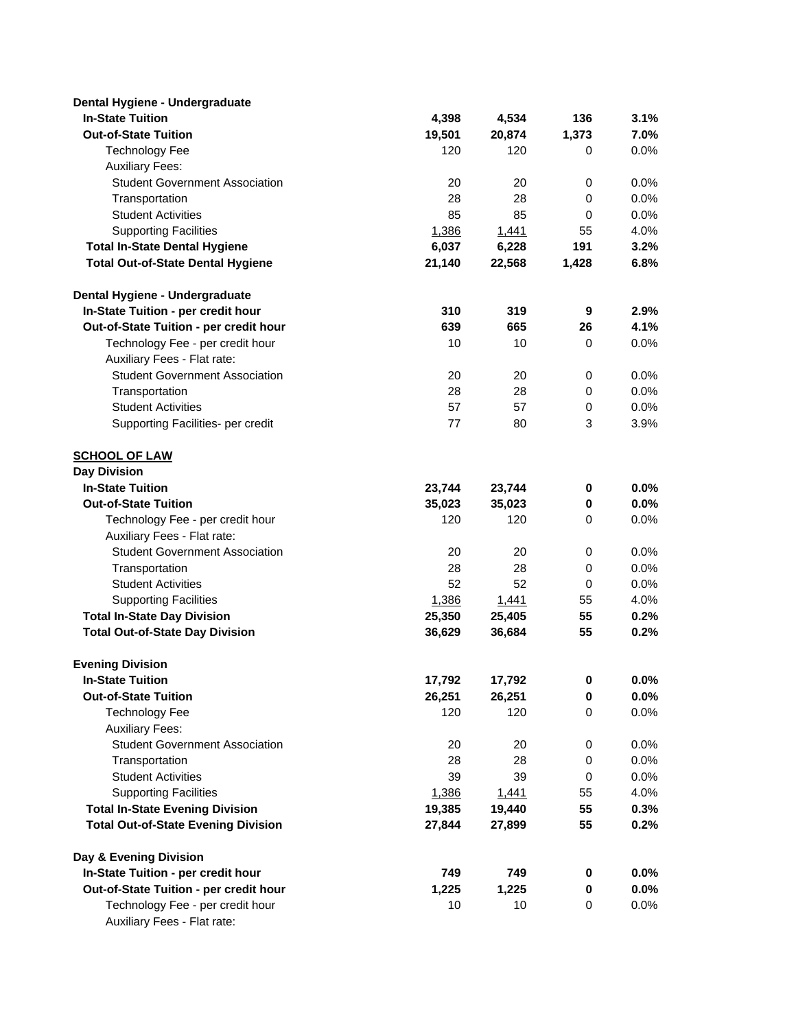| | | | | |
|---|---|---|---|---|
| **Dental Hygiene - Undergraduate** | | | | |
| **In-State Tuition** | **4,398** | **4,534** | **136** | **3.1%** |
| **Out-of-State Tuition** | **19,501** | **20,874** | **1,373** | **7.0%** |
| Technology Fee | 120 | 120 | 0 | 0.0% |
| Auxiliary Fees: | | | | |
| Student Government Association | 20 | 20 | 0 | 0.0% |
| Transportation | 28 | 28 | 0 | 0.0% |
| Student Activities | 85 | 85 | 0 | 0.0% |
| Supporting Facilities | 1,386 | 1,441 | 55 | 4.0% |
| **Total In-State Dental Hygiene** | **6,037** | **6,228** | **191** | **3.2%** |
| **Total Out-of-State Dental Hygiene** | **21,140** | **22,568** | **1,428** | **6.8%** |
| | | | | |
| **Dental Hygiene - Undergraduate** | | | | |
| **In-State Tuition - per credit hour** | **310** | **319** | **9** | **2.9%** |
| **Out-of-State Tuition - per credit hour** | **639** | **665** | **26** | **4.1%** |
| Technology Fee - per credit hour | 10 | 10 | 0 | 0.0% |
| Auxiliary Fees - Flat rate: | | | | |
| Student Government Association | 20 | 20 | 0 | 0.0% |
| Transportation | 28 | 28 | 0 | 0.0% |
| Student Activities | 57 | 57 | 0 | 0.0% |
| Supporting Facilities- per credit | 77 | 80 | 3 | 3.9% |
| | | | | |
| **SCHOOL OF LAW** | | | | |
| **Day Division** | | | | |
| **In-State Tuition** | **23,744** | **23,744** | **0** | **0.0%** |
| **Out-of-State Tuition** | **35,023** | **35,023** | **0** | **0.0%** |
| Technology Fee - per credit hour | 120 | 120 | 0 | 0.0% |
| Auxiliary Fees - Flat rate: | | | | |
| Student Government Association | 20 | 20 | 0 | 0.0% |
| Transportation | 28 | 28 | 0 | 0.0% |
| Student Activities | 52 | 52 | 0 | 0.0% |
| Supporting Facilities | 1,386 | 1,441 | 55 | 4.0% |
| **Total In-State Day Division** | **25,350** | **25,405** | **55** | **0.2%** |
| **Total Out-of-State Day Division** | **36,629** | **36,684** | **55** | **0.2%** |
| | | | | |
| **Evening Division** | | | | |
| **In-State Tuition** | **17,792** | **17,792** | **0** | **0.0%** |
| **Out-of-State Tuition** | **26,251** | **26,251** | **0** | **0.0%** |
| Technology Fee | 120 | 120 | 0 | 0.0% |
| Auxiliary Fees: | | | | |
| Student Government Association | 20 | 20 | 0 | 0.0% |
| Transportation | 28 | 28 | 0 | 0.0% |
| Student Activities | 39 | 39 | 0 | 0.0% |
| Supporting Facilities | 1,386 | 1,441 | 55 | 4.0% |
| **Total In-State Evening Division** | **19,385** | **19,440** | **55** | **0.3%** |
| **Total Out-of-State Evening Division** | **27,844** | **27,899** | **55** | **0.2%** |
| | | | | |
| **Day & Evening Division** | | | | |
| **In-State Tuition - per credit hour** | **749** | **749** | **0** | **0.0%** |
| **Out-of-State Tuition - per credit hour** | **1,225** | **1,225** | **0** | **0.0%** |
| Technology Fee - per credit hour | 10 | 10 | 0 | 0.0% |
| Auxiliary Fees - Flat rate: | | | | |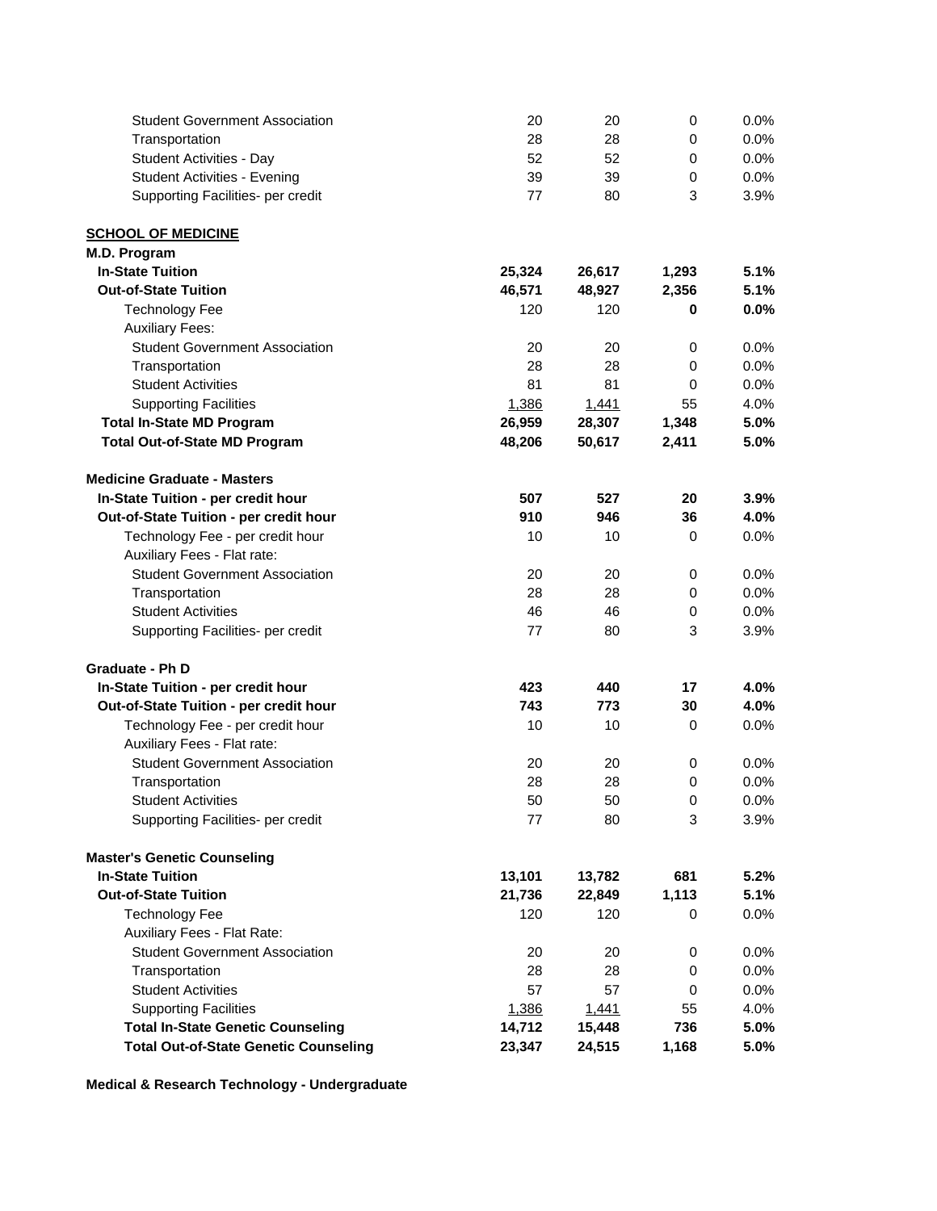| | | | | |
|---|---|---|---|---|
| Student Government Association | 20 | 20 | 0 | 0.0% |
| Transportation | 28 | 28 | 0 | 0.0% |
| Student Activities - Day | 52 | 52 | 0 | 0.0% |
| Student Activities - Evening | 39 | 39 | 0 | 0.0% |
| Supporting Facilities- per credit | 77 | 80 | 3 | 3.9% |
| | | | | |
| **SCHOOL OF MEDICINE** | | | | |
| **M.D. Program** | | | | |
| **In-State Tuition** | **25,324** | **26,617** | **1,293** | **5.1%** |
| **Out-of-State Tuition** | **46,571** | **48,927** | **2,356** | **5.1%** |
| Technology Fee | 120 | 120 | **0** | **0.0%** |
| Auxiliary Fees: | | | | |
| Student Government Association | 20 | 20 | 0 | 0.0% |
| Transportation | 28 | 28 | 0 | 0.0% |
| Student Activities | 81 | 81 | 0 | 0.0% |
| Supporting Facilities | 1,386 | 1,441 | 55 | 4.0% |
| **Total In-State MD Program** | **26,959** | **28,307** | **1,348** | **5.0%** |
| **Total Out-of-State MD Program** | **48,206** | **50,617** | **2,411** | **5.0%** |
| | | | | |
| **Medicine Graduate - Masters** | | | | |
| **In-State Tuition - per credit hour** | **507** | **527** | **20** | **3.9%** |
| **Out-of-State Tuition - per credit hour** | **910** | **946** | **36** | **4.0%** |
| Technology Fee - per credit hour | 10 | 10 | 0 | 0.0% |
| Auxiliary Fees - Flat rate: | | | | |
| Student Government Association | 20 | 20 | 0 | 0.0% |
| Transportation | 28 | 28 | 0 | 0.0% |
| Student Activities | 46 | 46 | 0 | 0.0% |
| Supporting Facilities- per credit | 77 | 80 | 3 | 3.9% |
| | | | | |
| **Graduate - Ph D** | | | | |
| **In-State Tuition - per credit hour** | **423** | **440** | **17** | **4.0%** |
| **Out-of-State Tuition - per credit hour** | **743** | **773** | **30** | **4.0%** |
| Technology Fee - per credit hour | 10 | 10 | 0 | 0.0% |
| Auxiliary Fees - Flat rate: | | | | |
| Student Government Association | 20 | 20 | 0 | 0.0% |
| Transportation | 28 | 28 | 0 | 0.0% |
| Student Activities | 50 | 50 | 0 | 0.0% |
| Supporting Facilities- per credit | 77 | 80 | 3 | 3.9% |
| | | | | |
| **Master's Genetic Counseling** | | | | |
| **In-State Tuition** | **13,101** | **13,782** | **681** | **5.2%** |
| **Out-of-State Tuition** | **21,736** | **22,849** | **1,113** | **5.1%** |
| Technology Fee | 120 | 120 | 0 | 0.0% |
| Auxiliary Fees - Flat Rate: | | | | |
| Student Government Association | 20 | 20 | 0 | 0.0% |
| Transportation | 28 | 28 | 0 | 0.0% |
| Student Activities | 57 | 57 | 0 | 0.0% |
| Supporting Facilities | 1,386 | 1,441 | 55 | 4.0% |
| **Total In-State Genetic Counseling** | **14,712** | **15,448** | **736** | **5.0%** |
| **Total Out-of-State Genetic Counseling** | **23,347** | **24,515** | **1,168** | **5.0%** |
| | | | | |
| **Medical & Research Technology - Undergraduate** | | | | |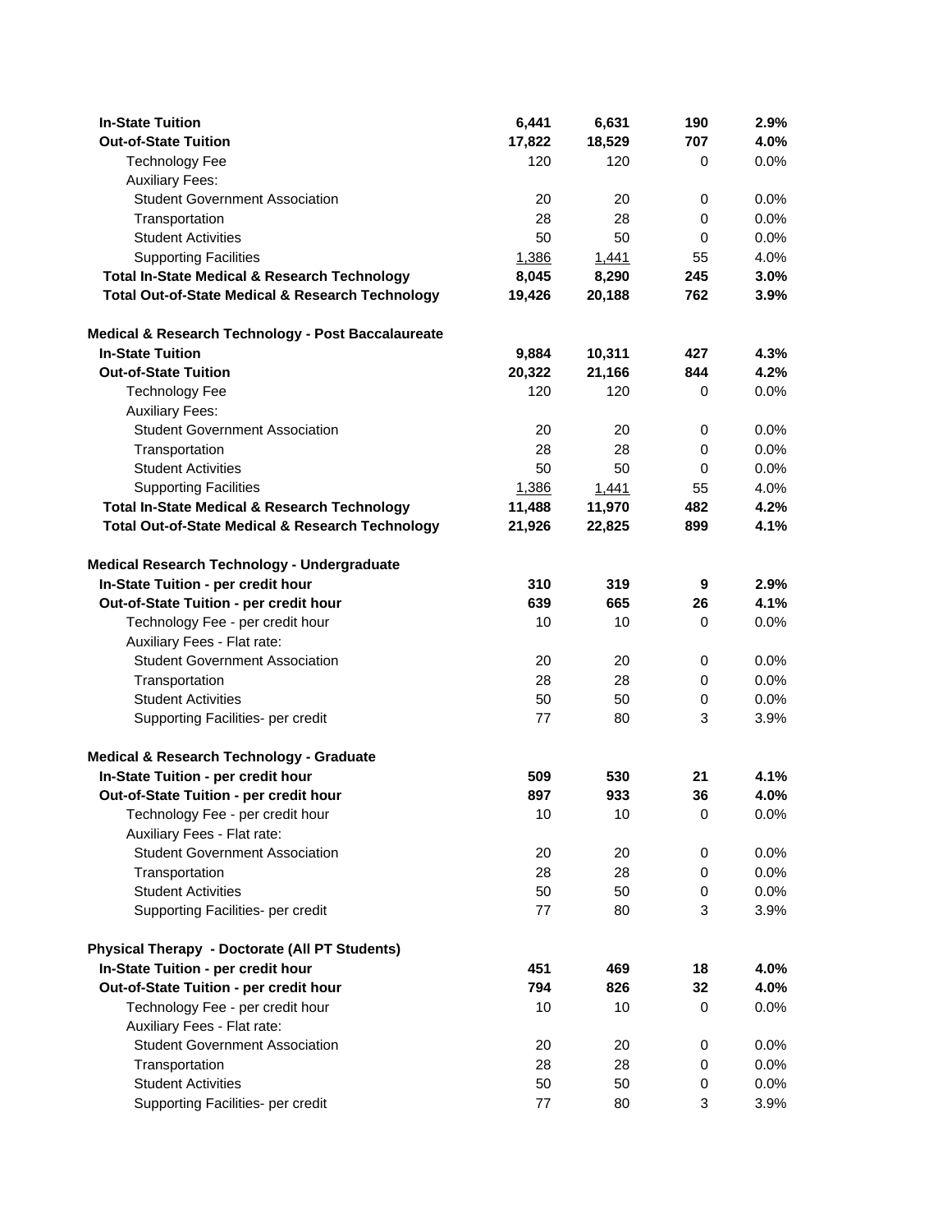| | | | | |
|---|---|---|---|---|
| **In-State Tuition** | **6,441** | **6,631** | **190** | **2.9%** |
| **Out-of-State Tuition** | **17,822** | **18,529** | **707** | **4.0%** |
| Technology Fee | 120 | 120 | 0 | 0.0% |
| Auxiliary Fees: | | | | |
| Student Government Association | 20 | 20 | 0 | 0.0% |
| Transportation | 28 | 28 | 0 | 0.0% |
| Student Activities | 50 | 50 | 0 | 0.0% |
| Supporting Facilities | 1,386 | 1,441 | 55 | 4.0% |
| **Total In-State Medical & Research Technology** | **8,045** | **8,290** | **245** | **3.0%** |
| **Total Out-of-State Medical & Research Technology** | **19,426** | **20,188** | **762** | **3.9%** |
| | | | | |
| **Medical & Research Technology - Post Baccalaureate** | | | | |
| **In-State Tuition** | **9,884** | **10,311** | **427** | **4.3%** |
| **Out-of-State Tuition** | **20,322** | **21,166** | **844** | **4.2%** |
| Technology Fee | 120 | 120 | 0 | 0.0% |
| Auxiliary Fees: | | | | |
| Student Government Association | 20 | 20 | 0 | 0.0% |
| Transportation | 28 | 28 | 0 | 0.0% |
| Student Activities | 50 | 50 | 0 | 0.0% |
| Supporting Facilities | 1,386 | 1,441 | 55 | 4.0% |
| **Total In-State Medical & Research Technology** | **11,488** | **11,970** | **482** | **4.2%** |
| **Total Out-of-State Medical & Research Technology** | **21,926** | **22,825** | **899** | **4.1%** |
| | | | | |
| **Medical Research Technology - Undergraduate** | | | | |
| **In-State Tuition - per credit hour** | **310** | **319** | **9** | **2.9%** |
| **Out-of-State Tuition - per credit hour** | **639** | **665** | **26** | **4.1%** |
| Technology Fee - per credit hour | 10 | 10 | 0 | 0.0% |
| Auxiliary Fees - Flat rate: | | | | |
| Student Government Association | 20 | 20 | 0 | 0.0% |
| Transportation | 28 | 28 | 0 | 0.0% |
| Student Activities | 50 | 50 | 0 | 0.0% |
| Supporting Facilities- per credit | 77 | 80 | 3 | 3.9% |
| | | | | |
| **Medical & Research Technology - Graduate** | | | | |
| **In-State Tuition - per credit hour** | **509** | **530** | **21** | **4.1%** |
| **Out-of-State Tuition - per credit hour** | **897** | **933** | **36** | **4.0%** |
| Technology Fee - per credit hour | 10 | 10 | 0 | 0.0% |
| Auxiliary Fees - Flat rate: | | | | |
| Student Government Association | 20 | 20 | 0 | 0.0% |
| Transportation | 28 | 28 | 0 | 0.0% |
| Student Activities | 50 | 50 | 0 | 0.0% |
| Supporting Facilities- per credit | 77 | 80 | 3 | 3.9% |
| | | | | |
| **Physical Therapy - Doctorate (All PT Students)** | | | | |
| **In-State Tuition - per credit hour** | **451** | **469** | **18** | **4.0%** |
| **Out-of-State Tuition - per credit hour** | **794** | **826** | **32** | **4.0%** |
| Technology Fee - per credit hour | 10 | 10 | 0 | 0.0% |
| Auxiliary Fees - Flat rate: | | | | |
| Student Government Association | 20 | 20 | 0 | 0.0% |
| Transportation | 28 | 28 | 0 | 0.0% |
| Student Activities | 50 | 50 | 0 | 0.0% |
| Supporting Facilities- per credit | 77 | 80 | 3 | 3.9% |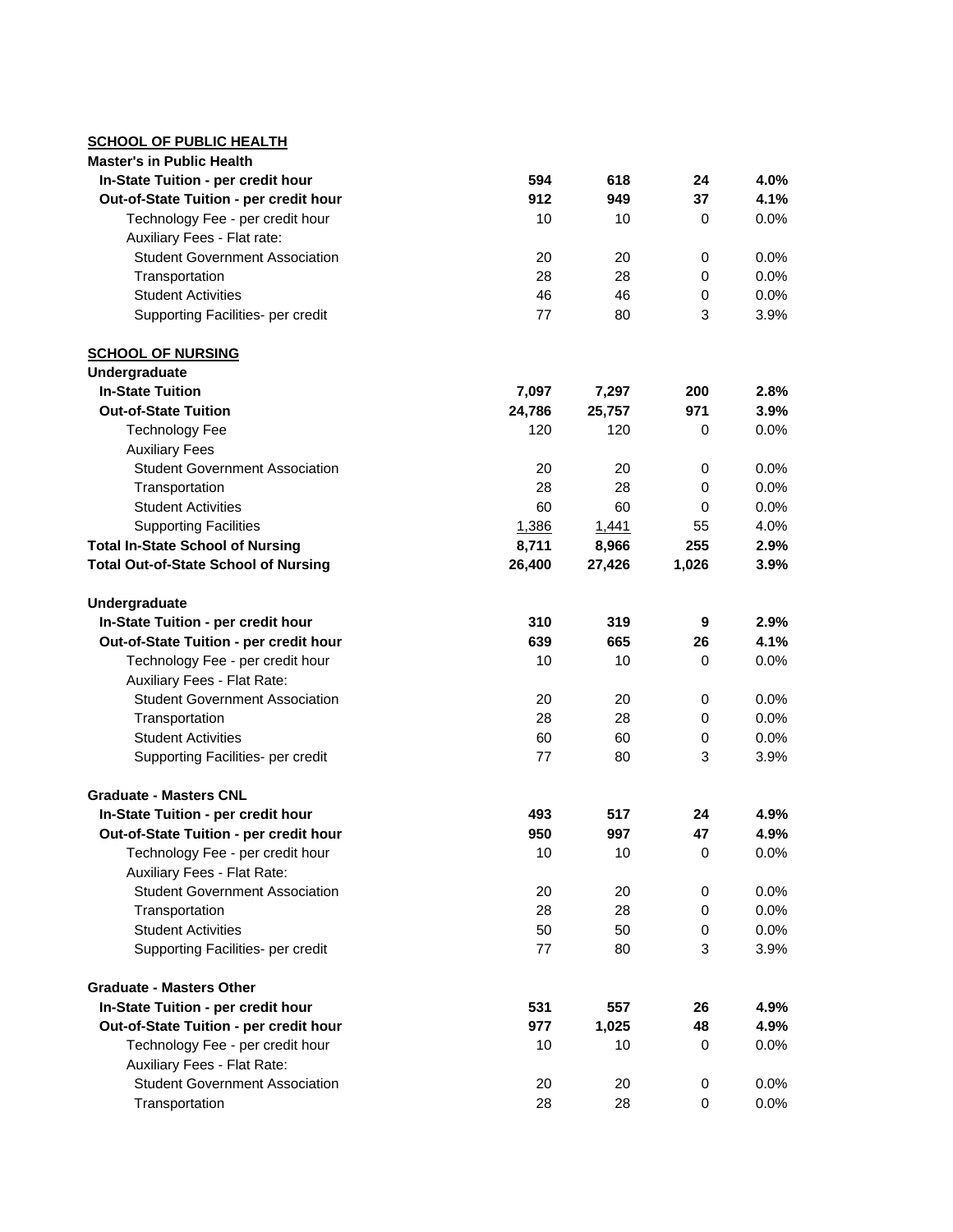**SCHOOL OF PUBLIC HEALTH**

| | | | | |
|---|---|---|---|---|
| **Master's in Public Health** | | | | |
| **In-State Tuition - per credit hour** | **594** | **618** | **24** | **4.0%** |
| **Out-of-State Tuition - per credit hour** | **912** | **949** | **37** | **4.1%** |
| Technology Fee - per credit hour | 10 | 10 | 0 | 0.0% |
| Auxiliary Fees - Flat rate: | | | | |
| Student Government Association | 20 | 20 | 0 | 0.0% |
| Transportation | 28 | 28 | 0 | 0.0% |
| Student Activities | 46 | 46 | 0 | 0.0% |
| Supporting Facilities- per credit | 77 | 80 | 3 | 3.9% |

**SCHOOL OF NURSING**

| | | | | |
|---|---|---|---|---|
| **Undergraduate** | | | | |
| **In-State Tuition** | **7,097** | **7,297** | **200** | **2.8%** |
| **Out-of-State Tuition** | **24,786** | **25,757** | **971** | **3.9%** |
| Technology Fee | 120 | 120 | 0 | 0.0% |
| Auxiliary Fees | | | | |
| Student Government Association | 20 | 20 | 0 | 0.0% |
| Transportation | 28 | 28 | 0 | 0.0% |
| Student Activities | 60 | 60 | 0 | 0.0% |
| Supporting Facilities | 1,386 | 1,441 | 55 | 4.0% |
| **Total In-State School of Nursing** | **8,711** | **8,966** | **255** | **2.9%** |
| **Total Out-of-State School of Nursing** | **26,400** | **27,426** | **1,026** | **3.9%** |
| | | | | |
| **Undergraduate** | | | | |
| **In-State Tuition - per credit hour** | **310** | **319** | **9** | **2.9%** |
| **Out-of-State Tuition - per credit hour** | **639** | **665** | **26** | **4.1%** |
| Technology Fee - per credit hour | 10 | 10 | 0 | 0.0% |
| Auxiliary Fees - Flat Rate: | | | | |
| Student Government Association | 20 | 20 | 0 | 0.0% |
| Transportation | 28 | 28 | 0 | 0.0% |
| Student Activities | 60 | 60 | 0 | 0.0% |
| Supporting Facilities- per credit | 77 | 80 | 3 | 3.9% |
| | | | | |
| **Graduate - Masters CNL** | | | | |
| **In-State Tuition - per credit hour** | **493** | **517** | **24** | **4.9%** |
| **Out-of-State Tuition - per credit hour** | **950** | **997** | **47** | **4.9%** |
| Technology Fee - per credit hour | 10 | 10 | 0 | 0.0% |
| Auxiliary Fees - Flat Rate: | | | | |
| Student Government Association | 20 | 20 | 0 | 0.0% |
| Transportation | 28 | 28 | 0 | 0.0% |
| Student Activities | 50 | 50 | 0 | 0.0% |
| Supporting Facilities- per credit | 77 | 80 | 3 | 3.9% |
| | | | | |
| **Graduate - Masters Other** | | | | |
| **In-State Tuition - per credit hour** | **531** | **557** | **26** | **4.9%** |
| **Out-of-State Tuition - per credit hour** | **977** | **1,025** | **48** | **4.9%** |
| Technology Fee - per credit hour | 10 | 10 | 0 | 0.0% |
| Auxiliary Fees - Flat Rate: | | | | |
| Student Government Association | 20 | 20 | 0 | 0.0% |
| Transportation | 28 | 28 | 0 | 0.0% |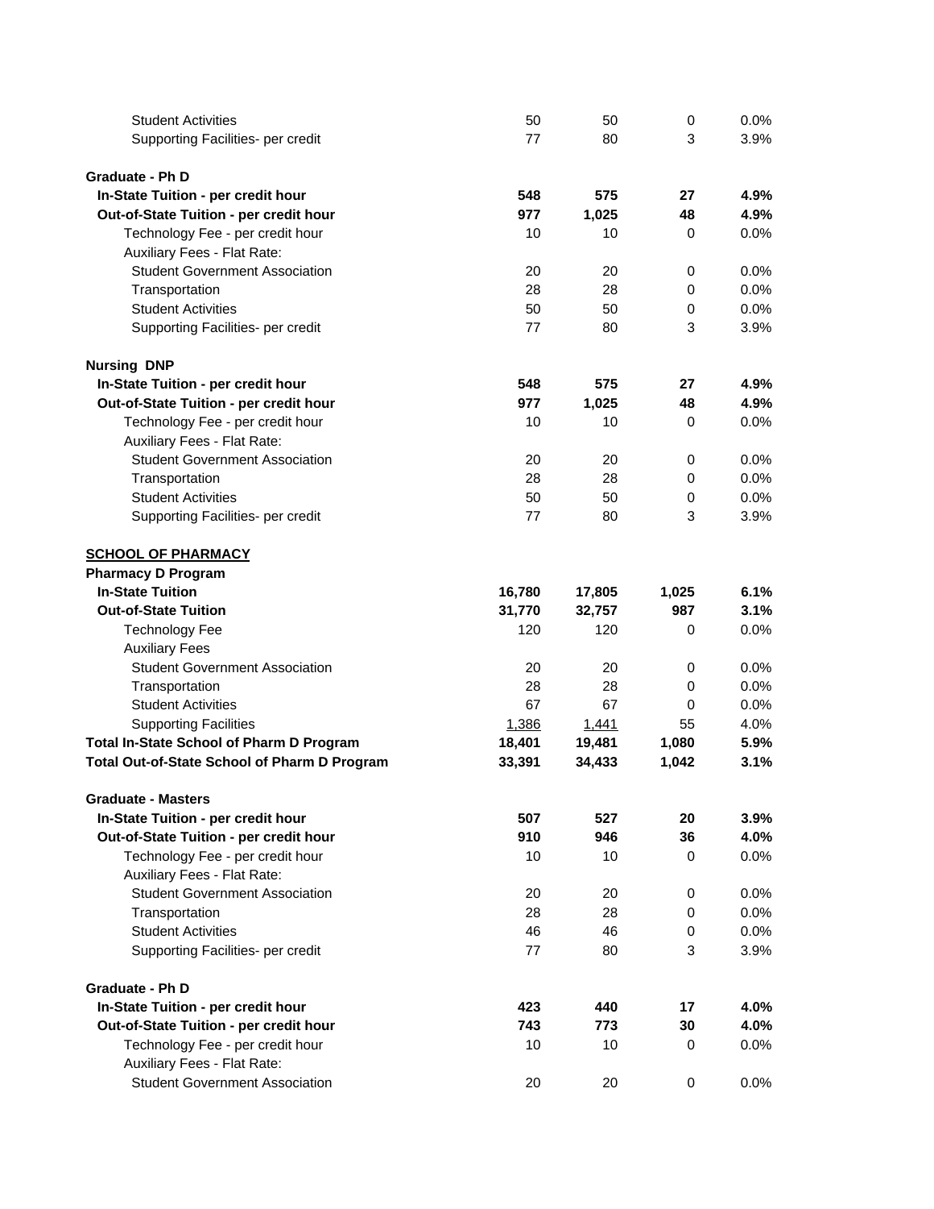| | | | | |
|---|---|---|---|---|
| Student Activities | 50 | 50 | 0 | 0.0% |
| Supporting Facilities- per credit | 77 | 80 | 3 | 3.9% |
| | | | | |
| **Graduate - Ph D** | | | | |
| **In-State Tuition - per credit hour** | **548** | **575** | **27** | **4.9%** |
| **Out-of-State Tuition - per credit hour** | **977** | **1,025** | **48** | **4.9%** |
| Technology Fee - per credit hour | 10 | 10 | 0 | 0.0% |
| Auxiliary Fees - Flat Rate: | | | | |
| Student Government Association | 20 | 20 | 0 | 0.0% |
| Transportation | 28 | 28 | 0 | 0.0% |
| Student Activities | 50 | 50 | 0 | 0.0% |
| Supporting Facilities- per credit | 77 | 80 | 3 | 3.9% |
| | | | | |
| **Nursing DNP** | | | | |
| **In-State Tuition - per credit hour** | **548** | **575** | **27** | **4.9%** |
| **Out-of-State Tuition - per credit hour** | **977** | **1,025** | **48** | **4.9%** |
| Technology Fee - per credit hour | 10 | 10 | 0 | 0.0% |
| Auxiliary Fees - Flat Rate: | | | | |
| Student Government Association | 20 | 20 | 0 | 0.0% |
| Transportation | 28 | 28 | 0 | 0.0% |
| Student Activities | 50 | 50 | 0 | 0.0% |
| Supporting Facilities- per credit | 77 | 80 | 3 | 3.9% |
| | | | | |
| **SCHOOL OF PHARMACY** | | | | |
| **Pharmacy D Program** | | | | |
| **In-State Tuition** | **16,780** | **17,805** | **1,025** | **6.1%** |
| **Out-of-State Tuition** | **31,770** | **32,757** | **987** | **3.1%** |
| Technology Fee | 120 | 120 | 0 | 0.0% |
| Auxiliary Fees | | | | |
| Student Government Association | 20 | 20 | 0 | 0.0% |
| Transportation | 28 | 28 | 0 | 0.0% |
| Student Activities | 67 | 67 | 0 | 0.0% |
| Supporting Facilities | 1,386 | 1,441 | 55 | 4.0% |
| **Total In-State School of Pharm D Program** | **18,401** | **19,481** | **1,080** | **5.9%** |
| **Total Out-of-State School of Pharm D Program** | **33,391** | **34,433** | **1,042** | **3.1%** |
| | | | | |
| **Graduate - Masters** | | | | |
| **In-State Tuition - per credit hour** | **507** | **527** | **20** | **3.9%** |
| **Out-of-State Tuition - per credit hour** | **910** | **946** | **36** | **4.0%** |
| Technology Fee - per credit hour | 10 | 10 | 0 | 0.0% |
| Auxiliary Fees - Flat Rate: | | | | |
| Student Government Association | 20 | 20 | 0 | 0.0% |
| Transportation | 28 | 28 | 0 | 0.0% |
| Student Activities | 46 | 46 | 0 | 0.0% |
| Supporting Facilities- per credit | 77 | 80 | 3 | 3.9% |
| | | | | |
| **Graduate - Ph D** | | | | |
| **In-State Tuition - per credit hour** | **423** | **440** | **17** | **4.0%** |
| **Out-of-State Tuition - per credit hour** | **743** | **773** | **30** | **4.0%** |
| Technology Fee - per credit hour | 10 | 10 | 0 | 0.0% |
| Auxiliary Fees - Flat Rate: | | | | |
| Student Government Association | 20 | 20 | 0 | 0.0% |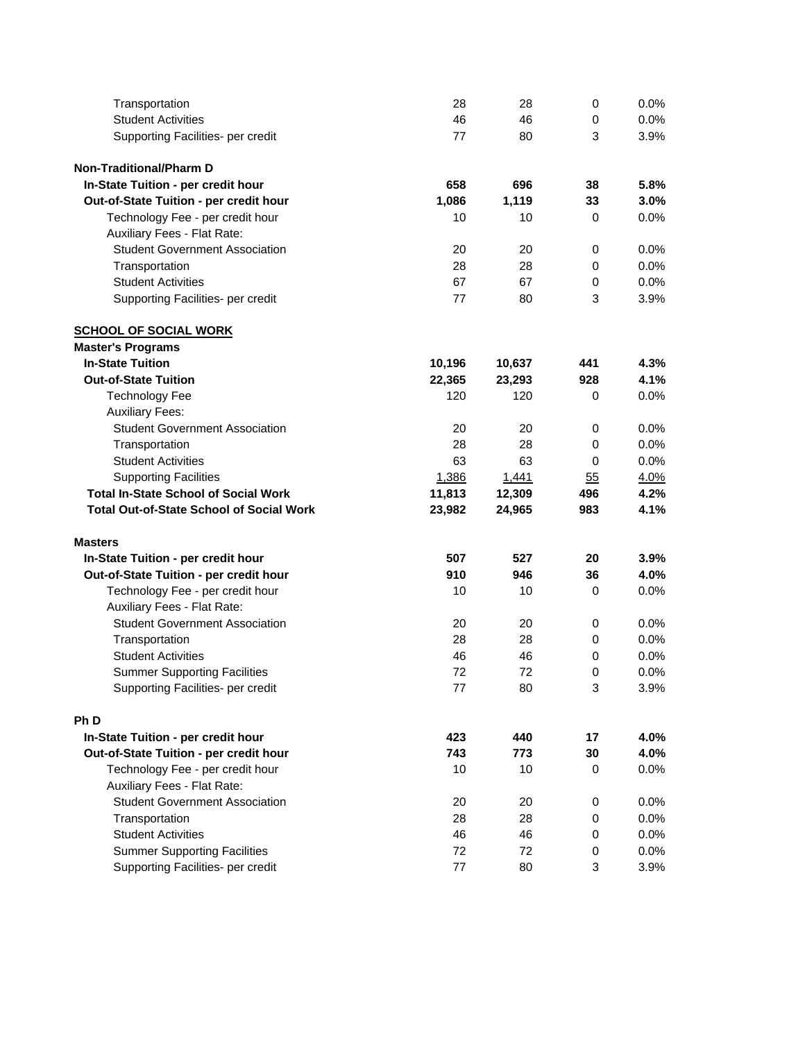| | | | | |
|---|---|---|---|---|
| Transportation | 28 | 28 | 0 | 0.0% |
| Student Activities | 46 | 46 | 0 | 0.0% |
| Supporting Facilities- per credit | 77 | 80 | 3 | 3.9% |
| | | | | |
| **Non-Traditional/Pharm D** | | | | |
| **In-State Tuition - per credit hour** | **658** | **696** | **38** | **5.8%** |
| **Out-of-State Tuition - per credit hour** | **1,086** | **1,119** | **33** | **3.0%** |
| Technology Fee - per credit hour | 10 | 10 | 0 | 0.0% |
| Auxiliary Fees - Flat Rate: | | | | |
| Student Government Association | 20 | 20 | 0 | 0.0% |
| Transportation | 28 | 28 | 0 | 0.0% |
| Student Activities | 67 | 67 | 0 | 0.0% |
| Supporting Facilities- per credit | 77 | 80 | 3 | 3.9% |
| | | | | |
| **SCHOOL OF SOCIAL WORK** | | | | |
| **Master's Programs** | | | | |
| **In-State Tuition** | **10,196** | **10,637** | **441** | **4.3%** |
| **Out-of-State Tuition** | **22,365** | **23,293** | **928** | **4.1%** |
| Technology Fee | 120 | 120 | 0 | 0.0% |
| Auxiliary Fees: | | | | |
| Student Government Association | 20 | 20 | 0 | 0.0% |
| Transportation | 28 | 28 | 0 | 0.0% |
| Student Activities | 63 | 63 | 0 | 0.0% |
| Supporting Facilities | 1,386 | 1,441 | 55 | 4.0% |
| **Total In-State School of Social Work** | **11,813** | **12,309** | **496** | **4.2%** |
| **Total Out-of-State School of Social Work** | **23,982** | **24,965** | **983** | **4.1%** |
| | | | | |
| **Masters** | | | | |
| **In-State Tuition - per credit hour** | **507** | **527** | **20** | **3.9%** |
| **Out-of-State Tuition - per credit hour** | **910** | **946** | **36** | **4.0%** |
| Technology Fee - per credit hour | 10 | 10 | 0 | 0.0% |
| Auxiliary Fees - Flat Rate: | | | | |
| Student Government Association | 20 | 20 | 0 | 0.0% |
| Transportation | 28 | 28 | 0 | 0.0% |
| Student Activities | 46 | 46 | 0 | 0.0% |
| Summer Supporting Facilities | 72 | 72 | 0 | 0.0% |
| Supporting Facilities- per credit | 77 | 80 | 3 | 3.9% |
| | | | | |
| **Ph D** | | | | |
| **In-State Tuition - per credit hour** | **423** | **440** | **17** | **4.0%** |
| **Out-of-State Tuition - per credit hour** | **743** | **773** | **30** | **4.0%** |
| Technology Fee - per credit hour | 10 | 10 | 0 | 0.0% |
| Auxiliary Fees - Flat Rate: | | | | |
| Student Government Association | 20 | 20 | 0 | 0.0% |
| Transportation | 28 | 28 | 0 | 0.0% |
| Student Activities | 46 | 46 | 0 | 0.0% |
| Summer Supporting Facilities | 72 | 72 | 0 | 0.0% |
| Supporting Facilities- per credit | 77 | 80 | 3 | 3.9% |